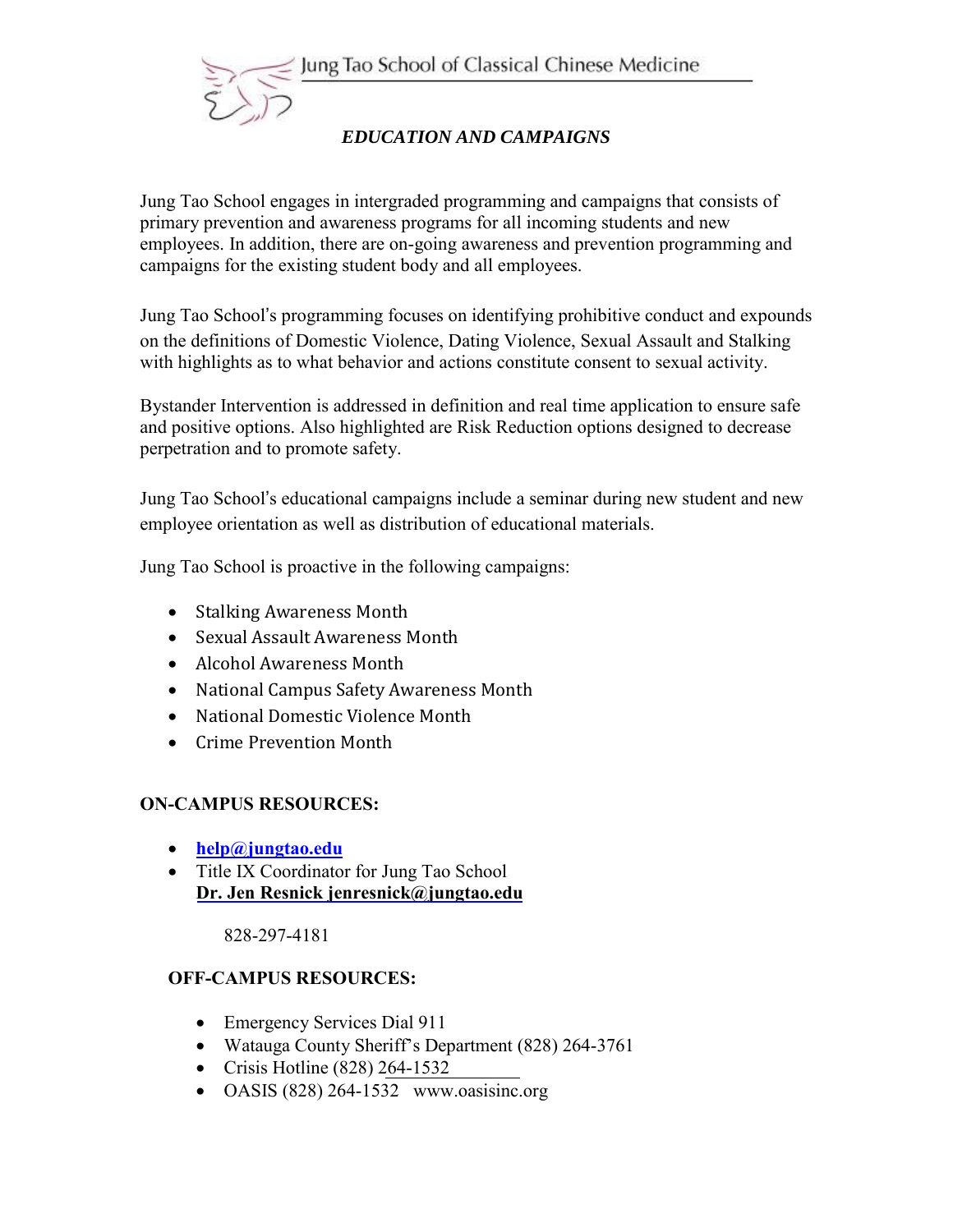Jung Tao School of Classical Chinese Medicine

### *EDUCATION AND CAMPAIGNS*

Jung Tao School engages in intergraded programming and campaigns that consists of primary prevention and awareness programs for all incoming students and new employees. In addition, there are on-going awareness and prevention programming and campaigns for the existing student body and all employees.

Jung Tao School's programming focuses on identifying prohibitive conduct and expounds on the definitions of Domestic Violence, Dating Violence, Sexual Assault and Stalking with highlights as to what behavior and actions constitute consent to sexual activity.

Bystander Intervention is addressed in definition and real time application to ensure safe and positive options. Also highlighted are Risk Reduction options designed to decrease perpetration and to promote safety.

Jung Tao School's educational campaigns include a seminar during new student and new employee orientation as well as distribution of educational materials.

Jung Tao School is proactive in the following campaigns:

- Stalking Awareness Month
- Sexual Assault Awareness Month
- Alcohol Awareness Month
- National Campus Safety Awareness Month
- National Domestic Violence Month
- Crime Prevention Month

**ON-CAMPUS RESOURCES:**

- **help@jungtao.edu**
- Title IX Coordinator for Jung Tao School
  **Dr. Jen Resnick jenresnick@jungtao.edu**

  828-297-4181

**OFF-CAMPUS RESOURCES:**

- Emergency Services Dial 911
- Watauga County Sheriff's Department (828) 264-3761
- Crisis Hotline (828) 264-1532
- OASIS (828) 264-1532 www.oasisinc.org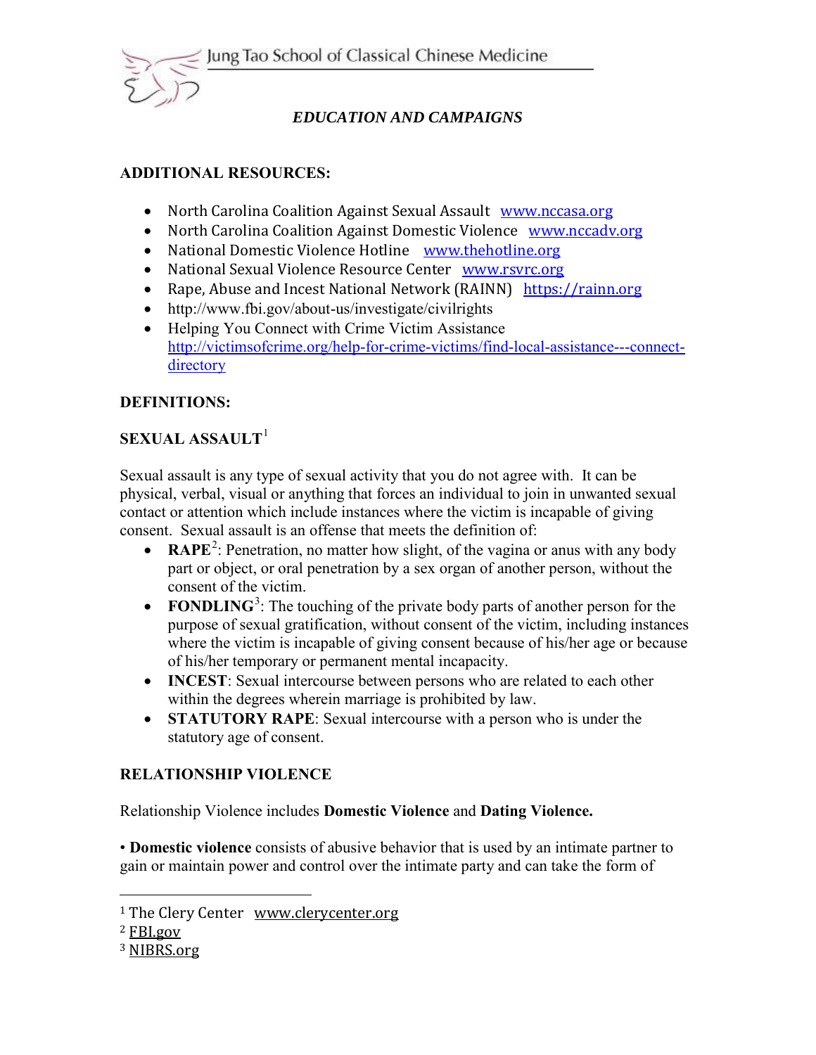*EDUCATION AND CAMPAIGNS*

**ADDITIONAL RESOURCES:**

- North Carolina Coalition Against Sexual Assault www.nccasa.org
- North Carolina Coalition Against Domestic Violence www.nccadv.org
- National Domestic Violence Hotline www.thehotline.org
- National Sexual Violence Resource Center www.rsvrc.org
- Rape, Abuse and Incest National Network (RAINN) https://rainn.org
- http://www.fbi.gov/about-us/investigate/civilrights
- Helping You Connect with Crime Victim Assistance http://victimsofcrime.org/help-for-crime-victims/find-local-assistance---connect-directory

**DEFINITIONS:**

**SEXUAL ASSAULT**[1]

Sexual assault is any type of sexual activity that you do not agree with. It can be physical, verbal, visual or anything that forces an individual to join in unwanted sexual contact or attention which include instances where the victim is incapable of giving consent. Sexual assault is an offense that meets the definition of:

- **RAPE**[2]: Penetration, no matter how slight, of the vagina or anus with any body part or object, or oral penetration by a sex organ of another person, without the consent of the victim.
- **FONDLING**[3]: The touching of the private body parts of another person for the purpose of sexual gratification, without consent of the victim, including instances where the victim is incapable of giving consent because of his/her age or because of his/her temporary or permanent mental incapacity.
- **INCEST**: Sexual intercourse between persons who are related to each other within the degrees wherein marriage is prohibited by law.
- **STATUTORY RAPE**: Sexual intercourse with a person who is under the statutory age of consent.

**RELATIONSHIP VIOLENCE**

Relationship Violence includes **Domestic Violence** and **Dating Violence.**

• **Domestic violence** consists of abusive behavior that is used by an intimate partner to gain or maintain power and control over the intimate party and can take the form of

---

[1] The Clery Center www.clerycenter.org

[2] FBI.gov

[3] NIBRS.org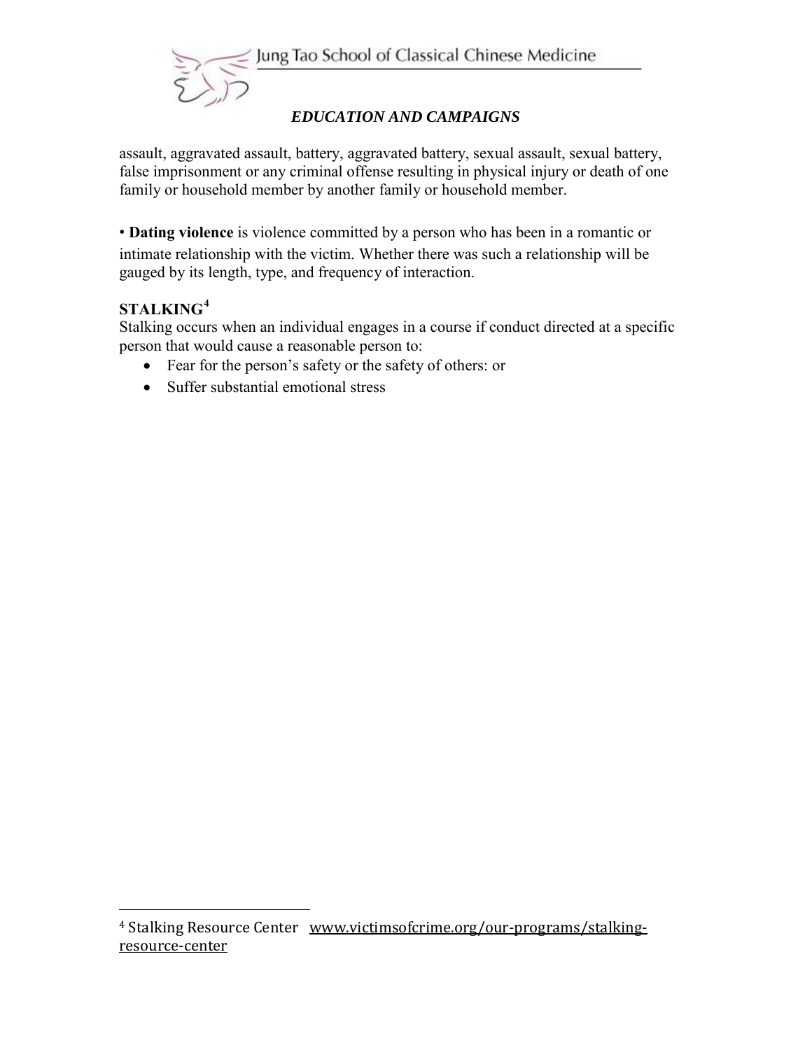assault, aggravated assault, battery, aggravated battery, sexual assault, sexual battery, false imprisonment or any criminal offense resulting in physical injury or death of one family or household member by another family or household member.

• **Dating violence** is violence committed by a person who has been in a romantic or intimate relationship with the victim. Whether there was such a relationship will be gauged by its length, type, and frequency of interaction.

### STALKING[4]

Stalking occurs when an individual engages in a course if conduct directed at a specific person that would cause a reasonable person to:

- Fear for the person's safety or the safety of others: or
- Suffer substantial emotional stress

---

[4] Stalking Resource Center www.victimsofcrime.org/our-programs/stalking-resource-center